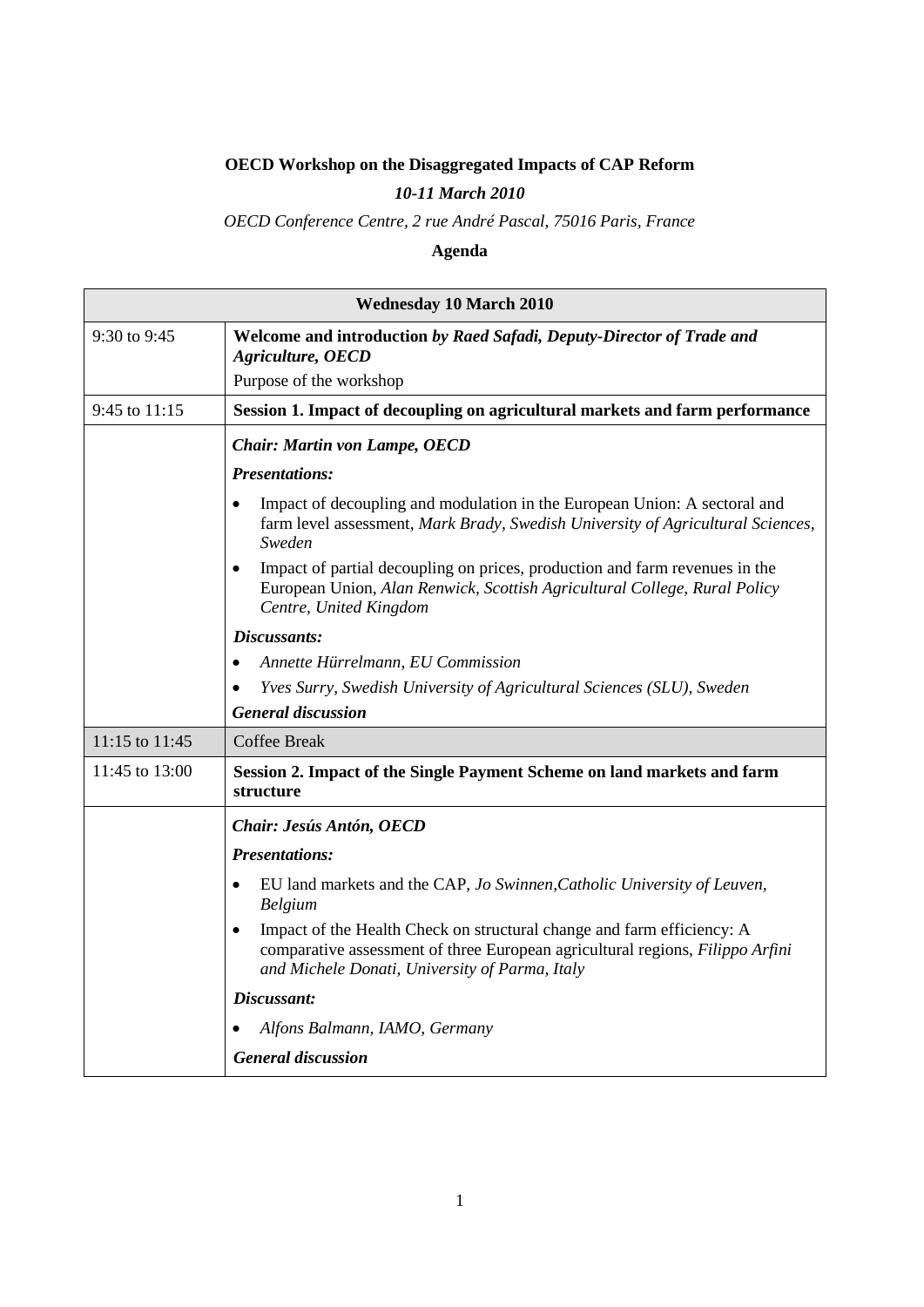**OECD Workshop on the Disaggregated Impacts of CAP Reform**

***10-11 March 2010***

*OECD Conference Centre, 2 rue André Pascal, 75016 Paris, France*

**Agenda**

| **Wednesday 10 March 2010** | |
|---|---|
| 9:30 to 9:45 | **Welcome and introduction** ***by Raed Safadi, Deputy-Director of Trade and Agriculture, OECD***<br>Purpose of the workshop |
| 9:45 to 11:15 | **Session 1. Impact of decoupling on agricultural markets and farm performance** |
| | ***Chair: Martin von Lampe, OECD***<br>***Presentations:***<br>• Impact of decoupling and modulation in the European Union: A sectoral and farm level assessment, *Mark Brady, Swedish University of Agricultural Sciences, Sweden*<br>• Impact of partial decoupling on prices, production and farm revenues in the European Union, *Alan Renwick, Scottish Agricultural College, Rural Policy Centre, United Kingdom*<br>***Discussants:***<br>• *Annette Hürrelmann, EU Commission*<br>• *Yves Surry, Swedish University of Agricultural Sciences (SLU), Sweden*<br>***General discussion*** |
| 11:15 to 11:45 | Coffee Break |
| 11:45 to 13:00 | **Session 2. Impact of the Single Payment Scheme on land markets and farm structure** |
| | ***Chair: Jesús Antón, OECD***<br>***Presentations:***<br>• EU land markets and the CAP, *Jo Swinnen,Catholic University of Leuven, Belgium*<br>• Impact of the Health Check on structural change and farm efficiency: A comparative assessment of three European agricultural regions, *Filippo Arfini and Michele Donati, University of Parma, Italy*<br>***Discussant:***<br>• *Alfons Balmann, IAMO, Germany*<br>***General discussion*** |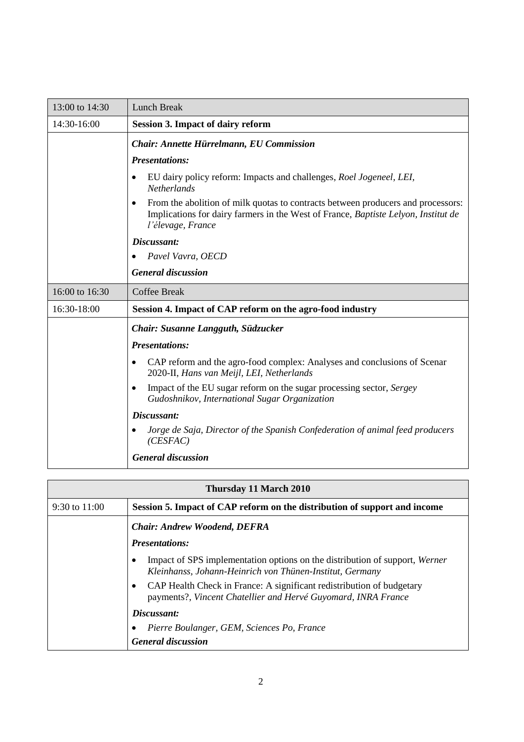| | |
|---|---|
| 13:00 to 14:30 | Lunch Break |
| 14:30-16:00 | **Session 3. Impact of dairy reform** |
| | ***Chair: Annette Hürrelmann, EU Commission***<br>***Presentations:***<br>• EU dairy policy reform: Impacts and challenges, *Roel Jogeneel, LEI, Netherlands*<br>• From the abolition of milk quotas to contracts between producers and processors: Implications for dairy farmers in the West of France, *Baptiste Lelyon, Institut de l'élevage, France*<br>***Discussant:***<br>• *Pavel Vavra, OECD*<br>***General discussion*** |
| 16:00 to 16:30 | Coffee Break |
| 16:30-18:00 | **Session 4. Impact of CAP reform on the agro-food industry** |
| | ***Chair: Susanne Langguth, Südzucker***<br>***Presentations:***<br>• CAP reform and the agro-food complex: Analyses and conclusions of Scenar 2020-II, *Hans van Meijl, LEI, Netherlands*<br>• Impact of the EU sugar reform on the sugar processing sector, *Sergey Gudoshnikov, International Sugar Organization*<br>***Discussant:***<br>• *Jorge de Saja, Director of the Spanish Confederation of animal feed producers (CESFAC)*<br>***General discussion*** |

| **Thursday 11 March 2010** | |
|---|---|
| 9:30 to 11:00 | **Session 5. Impact of CAP reform on the distribution of support and income** |
| | ***Chair: Andrew Woodend, DEFRA***<br>***Presentations:***<br>• Impact of SPS implementation options on the distribution of support, *Werner Kleinhanss, Johann-Heinrich von Thünen-Institut, Germany*<br>• CAP Health Check in France: A significant redistribution of budgetary payments?, *Vincent Chatellier and Hervé Guyomard, INRA France*<br>***Discussant:***<br>• *Pierre Boulanger, GEM, Sciences Po, France*<br>***General discussion*** |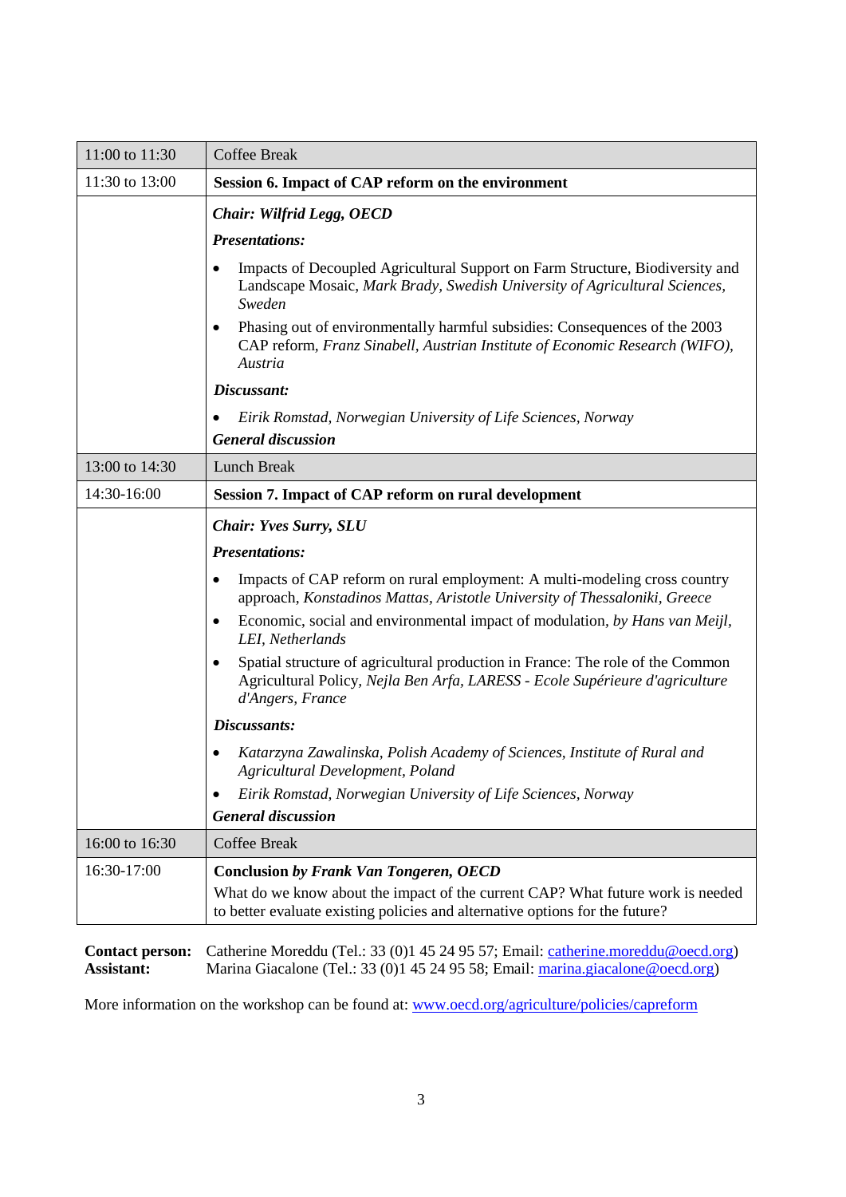| | |
|---|---|
| 11:00 to 11:30 | Coffee Break |
| 11:30 to 13:00 | **Session 6. Impact of CAP reform on the environment** |
| | ***Chair: Wilfrid Legg, OECD*** <br> ***Presentations:*** <br> • Impacts of Decoupled Agricultural Support on Farm Structure, Biodiversity and Landscape Mosaic, *Mark Brady, Swedish University of Agricultural Sciences, Sweden* <br> • Phasing out of environmentally harmful subsidies: Consequences of the 2003 CAP reform, *Franz Sinabell, Austrian Institute of Economic Research (WIFO), Austria* <br> ***Discussant:*** <br> • *Eirik Romstad, Norwegian University of Life Sciences, Norway* <br> ***General discussion*** |
| 13:00 to 14:30 | Lunch Break |
| 14:30-16:00 | **Session 7. Impact of CAP reform on rural development** |
| | ***Chair: Yves Surry, SLU*** <br> ***Presentations:*** <br> • Impacts of CAP reform on rural employment: A multi-modeling cross country approach, *Konstadinos Mattas, Aristotle University of Thessaloniki, Greece* <br> • Economic, social and environmental impact of modulation, *by Hans van Meijl, LEI, Netherlands* <br> • Spatial structure of agricultural production in France: The role of the Common Agricultural Policy, *Nejla Ben Arfa, LARESS - Ecole Supérieure d'agriculture d'Angers, France* <br> ***Discussants:*** <br> • *Katarzyna Zawalinska, Polish Academy of Sciences, Institute of Rural and Agricultural Development, Poland* <br> • *Eirik Romstad, Norwegian University of Life Sciences, Norway* <br> ***General discussion*** |
| 16:00 to 16:30 | Coffee Break |
| 16:30-17:00 | **Conclusion *by Frank Van Tongeren, OECD*** <br> What do we know about the impact of the current CAP? What future work is needed to better evaluate existing policies and alternative options for the future? |

**Contact person:** Catherine Moreddu (Tel.: 33 (0)1 45 24 95 57; Email: catherine.moreddu@oecd.org)
**Assistant:** Marina Giacalone (Tel.: 33 (0)1 45 24 95 58; Email: marina.giacalone@oecd.org)

More information on the workshop can be found at: www.oecd.org/agriculture/policies/capreform